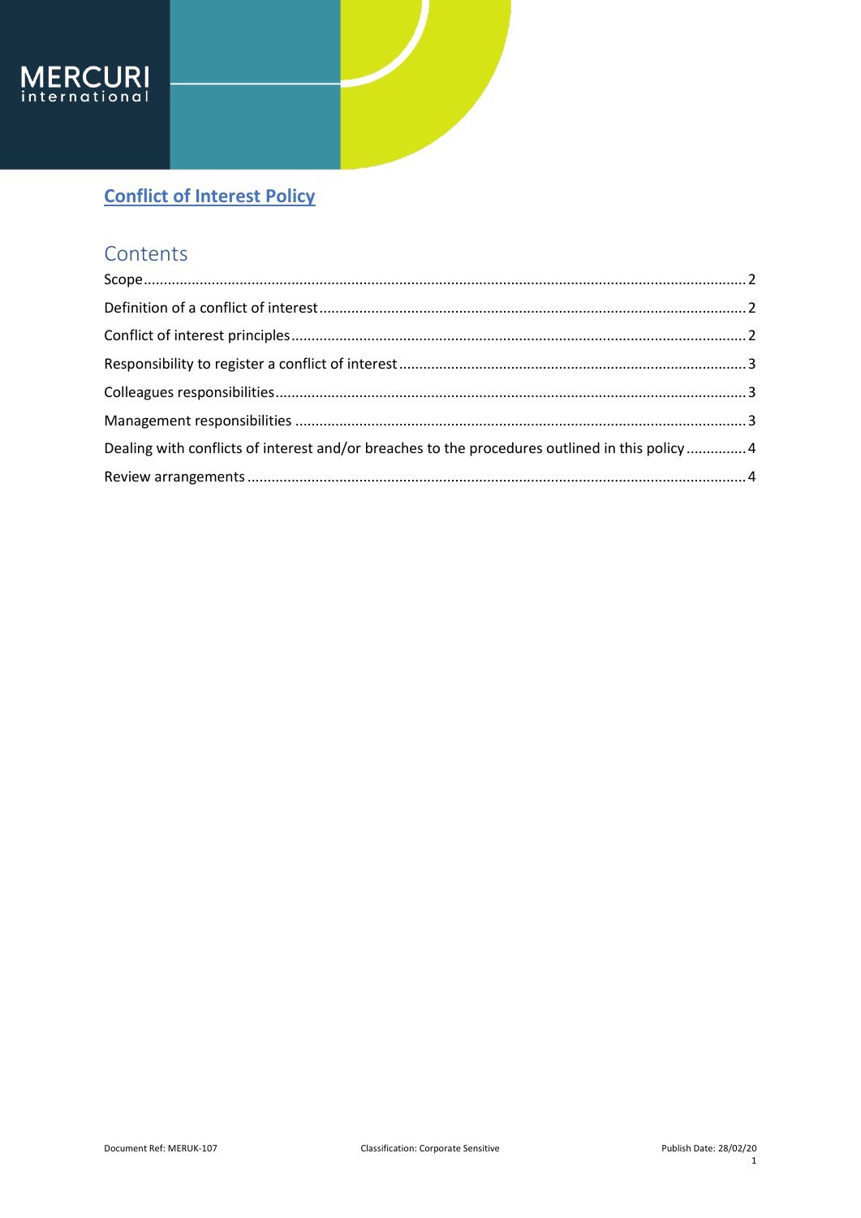# Conflict of Interest Policy

## Contents

Scope .......... 2

Definition of a conflict of interest .......... 2

Conflict of interest principles .......... 2

Responsibility to register a conflict of interest .......... 3

Colleagues responsibilities .......... 3

Management responsibilities .......... 3

Dealing with conflicts of interest and/or breaches to the procedures outlined in this policy .......... 4

Review arrangements .......... 4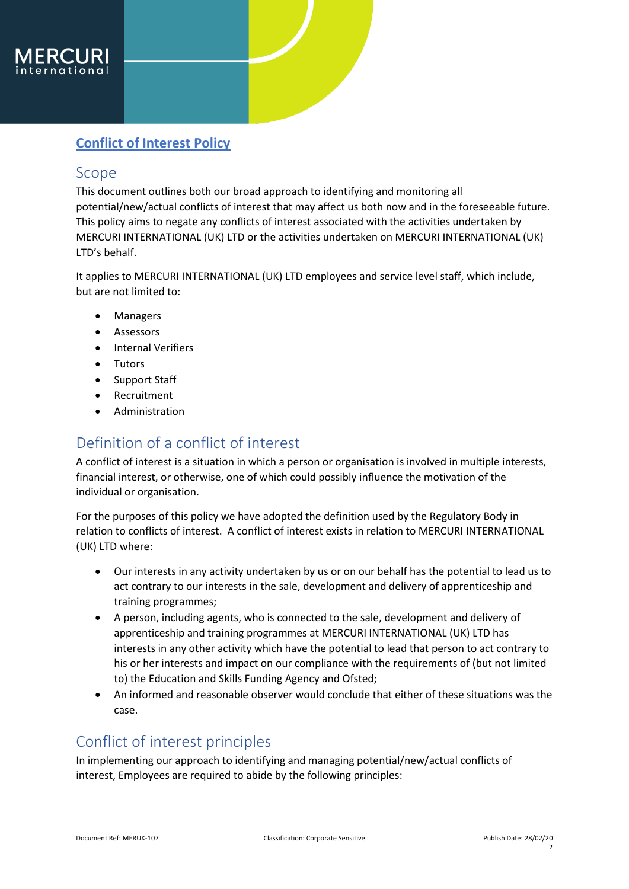# Conflict of Interest Policy

## Scope

This document outlines both our broad approach to identifying and monitoring all potential/new/actual conflicts of interest that may affect us both now and in the foreseeable future. This policy aims to negate any conflicts of interest associated with the activities undertaken by MERCURI INTERNATIONAL (UK) LTD or the activities undertaken on MERCURI INTERNATIONAL (UK) LTD's behalf.

It applies to MERCURI INTERNATIONAL (UK) LTD employees and service level staff, which include, but are not limited to:

- Managers
- Assessors
- Internal Verifiers
- Tutors
- Support Staff
- Recruitment
- Administration

## Definition of a conflict of interest

A conflict of interest is a situation in which a person or organisation is involved in multiple interests, financial interest, or otherwise, one of which could possibly influence the motivation of the individual or organisation.

For the purposes of this policy we have adopted the definition used by the Regulatory Body in relation to conflicts of interest. A conflict of interest exists in relation to MERCURI INTERNATIONAL (UK) LTD where:

- Our interests in any activity undertaken by us or on our behalf has the potential to lead us to act contrary to our interests in the sale, development and delivery of apprenticeship and training programmes;
- A person, including agents, who is connected to the sale, development and delivery of apprenticeship and training programmes at MERCURI INTERNATIONAL (UK) LTD has interests in any other activity which have the potential to lead that person to act contrary to his or her interests and impact on our compliance with the requirements of (but not limited to) the Education and Skills Funding Agency and Ofsted;
- An informed and reasonable observer would conclude that either of these situations was the case.

## Conflict of interest principles

In implementing our approach to identifying and managing potential/new/actual conflicts of interest, Employees are required to abide by the following principles: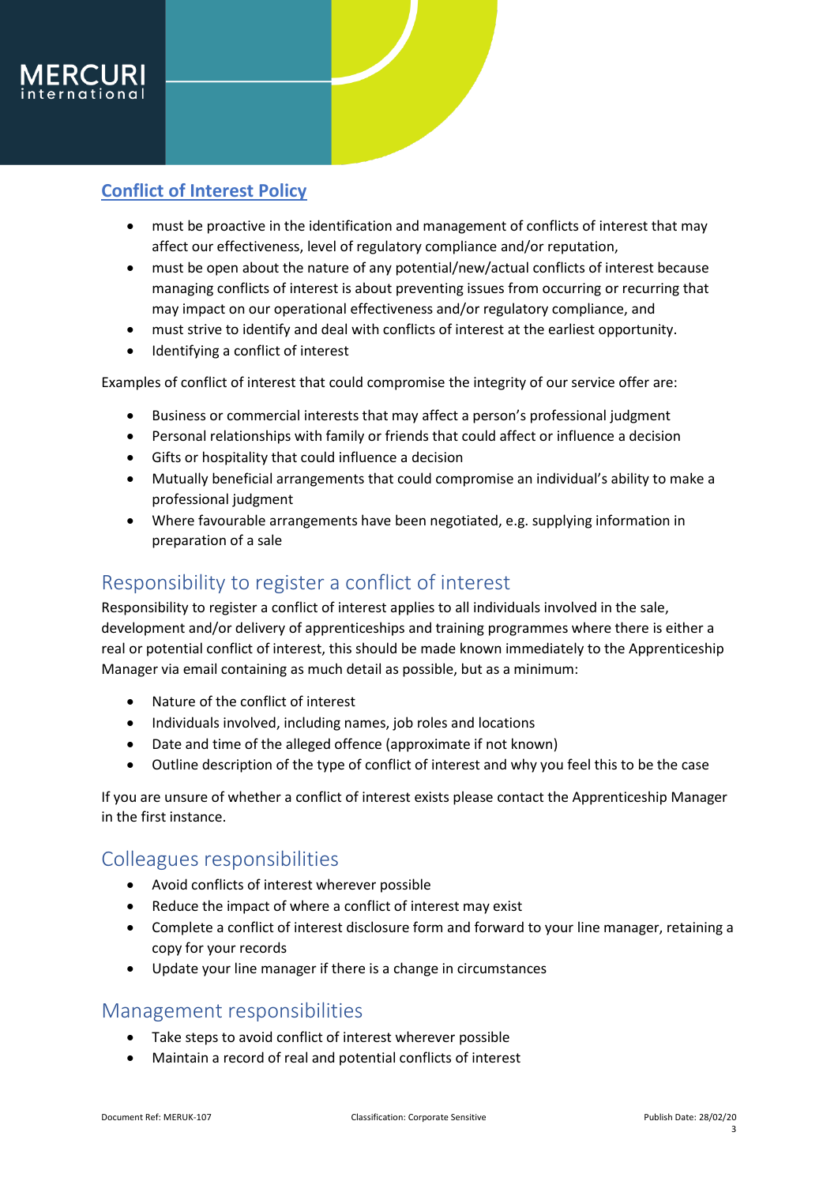## Conflict of Interest Policy

- must be proactive in the identification and management of conflicts of interest that may affect our effectiveness, level of regulatory compliance and/or reputation,
- must be open about the nature of any potential/new/actual conflicts of interest because managing conflicts of interest is about preventing issues from occurring or recurring that may impact on our operational effectiveness and/or regulatory compliance, and
- must strive to identify and deal with conflicts of interest at the earliest opportunity.
- Identifying a conflict of interest

Examples of conflict of interest that could compromise the integrity of our service offer are:

- Business or commercial interests that may affect a person's professional judgment
- Personal relationships with family or friends that could affect or influence a decision
- Gifts or hospitality that could influence a decision
- Mutually beneficial arrangements that could compromise an individual's ability to make a professional judgment
- Where favourable arrangements have been negotiated, e.g. supplying information in preparation of a sale

## Responsibility to register a conflict of interest

Responsibility to register a conflict of interest applies to all individuals involved in the sale, development and/or delivery of apprenticeships and training programmes where there is either a real or potential conflict of interest, this should be made known immediately to the Apprenticeship Manager via email containing as much detail as possible, but as a minimum:

- Nature of the conflict of interest
- Individuals involved, including names, job roles and locations
- Date and time of the alleged offence (approximate if not known)
- Outline description of the type of conflict of interest and why you feel this to be the case

If you are unsure of whether a conflict of interest exists please contact the Apprenticeship Manager in the first instance.

## Colleagues responsibilities

- Avoid conflicts of interest wherever possible
- Reduce the impact of where a conflict of interest may exist
- Complete a conflict of interest disclosure form and forward to your line manager, retaining a copy for your records
- Update your line manager if there is a change in circumstances

## Management responsibilities

- Take steps to avoid conflict of interest wherever possible
- Maintain a record of real and potential conflicts of interest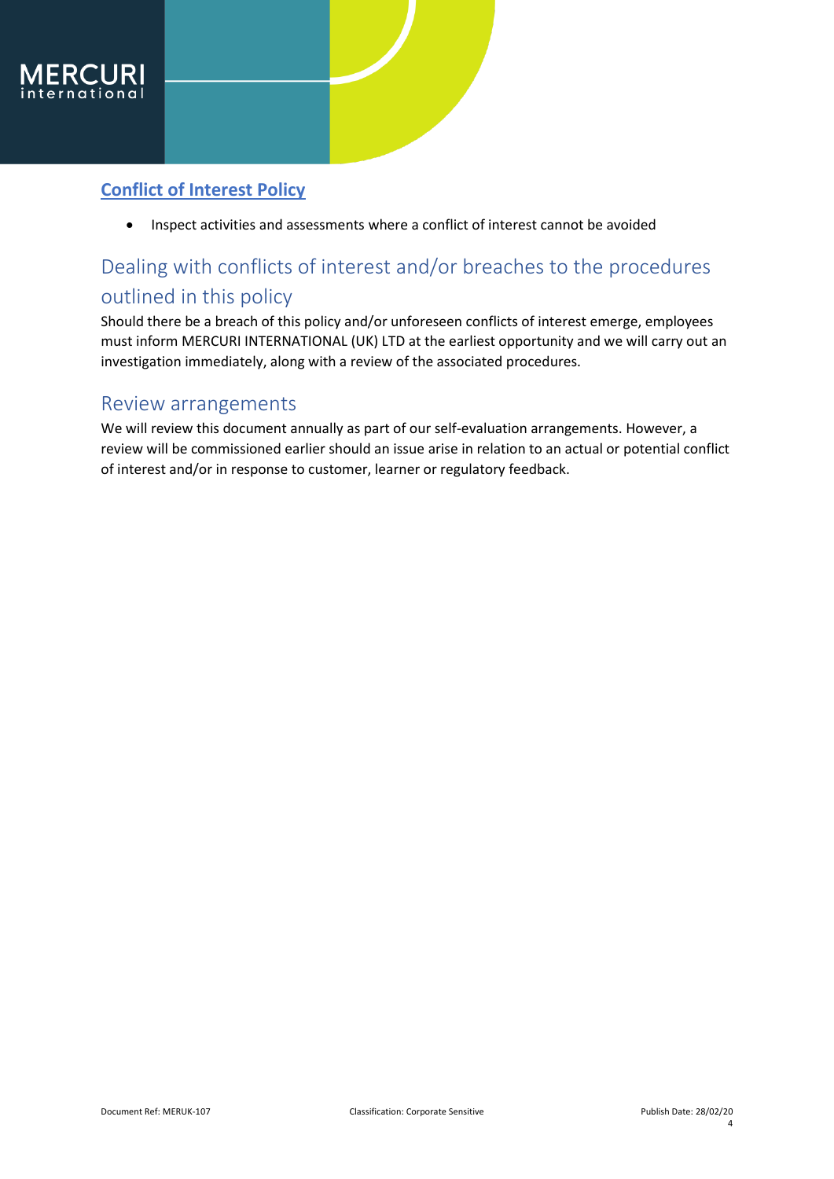- Inspect activities and assessments where a conflict of interest cannot be avoided

## Dealing with conflicts of interest and/or breaches to the procedures outlined in this policy

Should there be a breach of this policy and/or unforeseen conflicts of interest emerge, employees must inform MERCURI INTERNATIONAL (UK) LTD at the earliest opportunity and we will carry out an investigation immediately, along with a review of the associated procedures.

## Review arrangements

We will review this document annually as part of our self-evaluation arrangements. However, a review will be commissioned earlier should an issue arise in relation to an actual or potential conflict of interest and/or in response to customer, learner or regulatory feedback.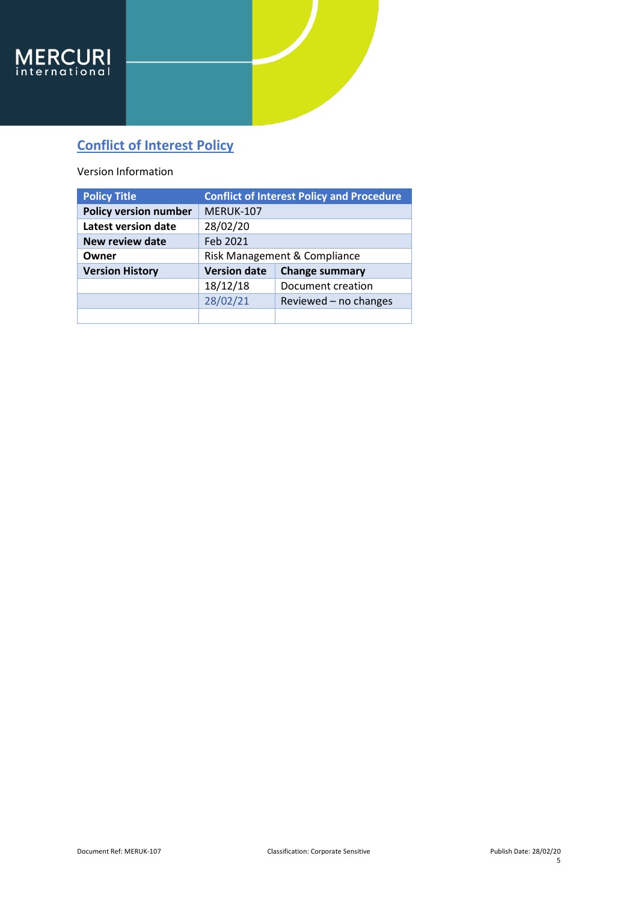## Conflict of Interest Policy

Version Information

| Policy Title | Conflict of Interest Policy and Procedure | |
|---|---|---|
| **Policy version number** | MERUK-107 | |
| **Latest version date** | 28/02/20 | |
| **New review date** | Feb 2021 | |
| **Owner** | Risk Management & Compliance | |
| **Version History** | **Version date** | **Change summary** |
| | 18/12/18 | Document creation |
| | 28/02/21 | Reviewed – no changes |
| | | |